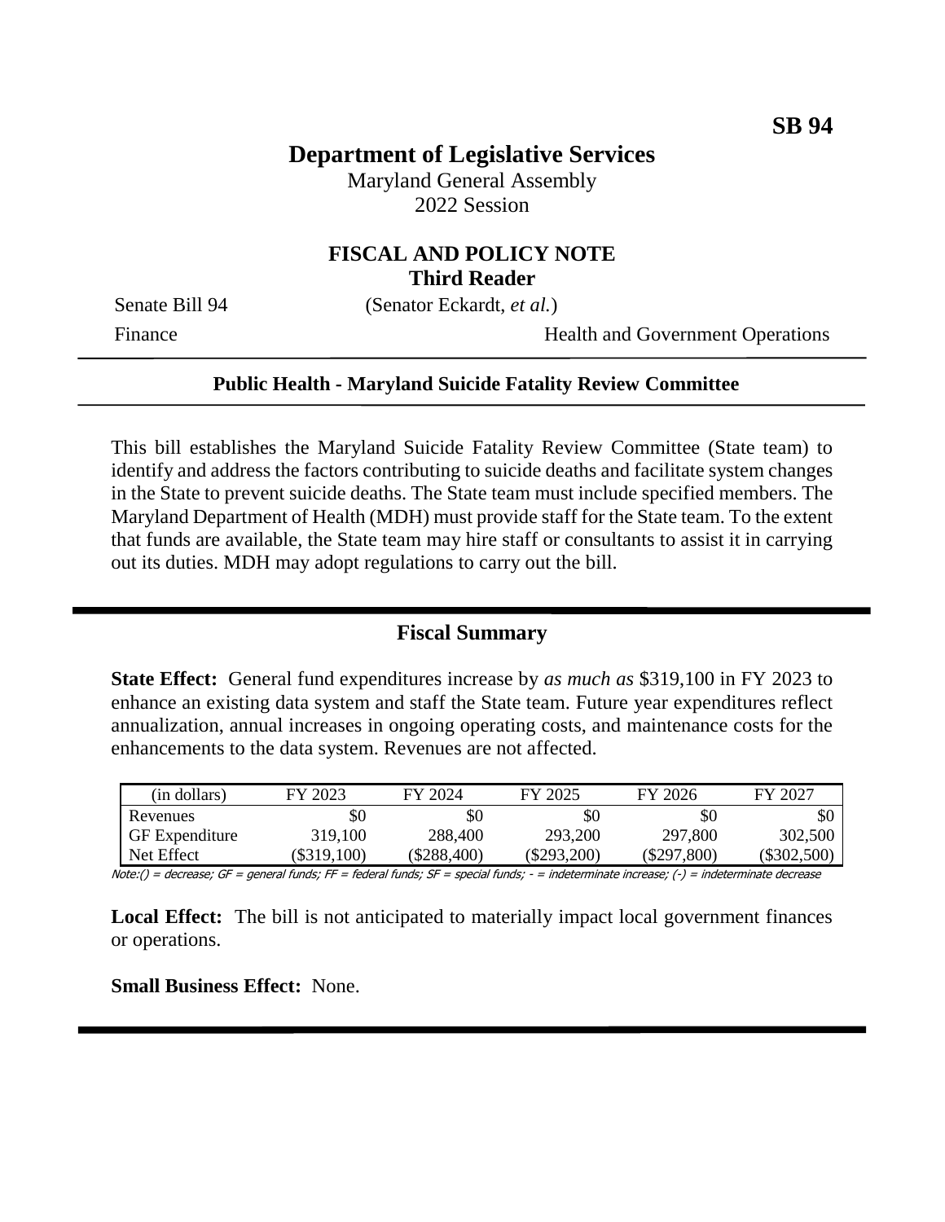**SB 94**

# Department of Legislative Services

Maryland General Assembly
2022 Session

## FISCAL AND POLICY NOTE
**Third Reader**

Senate Bill 94 (Senator Eckardt, *et al.*)

Finance Health and Government Operations

---

**Public Health - Maryland Suicide Fatality Review Committee**

---

This bill establishes the Maryland Suicide Fatality Review Committee (State team) to identify and address the factors contributing to suicide deaths and facilitate system changes in the State to prevent suicide deaths. The State team must include specified members. The Maryland Department of Health (MDH) must provide staff for the State team. To the extent that funds are available, the State team may hire staff or consultants to assist it in carrying out its duties. MDH may adopt regulations to carry out the bill.

---

## Fiscal Summary

**State Effect:** General fund expenditures increase by *as much as* \$319,100 in FY 2023 to enhance an existing data system and staff the State team. Future year expenditures reflect annualization, annual increases in ongoing operating costs, and maintenance costs for the enhancements to the data system. Revenues are not affected.

| (in dollars) | FY 2023 | FY 2024 | FY 2025 | FY 2026 | FY 2027 |
|---|---|---|---|---|---|
| Revenues | \$0 | \$0 | \$0 | \$0 | \$0 |
| GF Expenditure | 319,100 | 288,400 | 293,200 | 297,800 | 302,500 |
| Net Effect | (\$319,100) | (\$288,400) | (\$293,200) | (\$297,800) | (\$302,500) |

Note:() = decrease; GF = general funds; FF = federal funds; SF = special funds; - = indeterminate increase; (-) = indeterminate decrease

**Local Effect:** The bill is not anticipated to materially impact local government finances or operations.

**Small Business Effect:** None.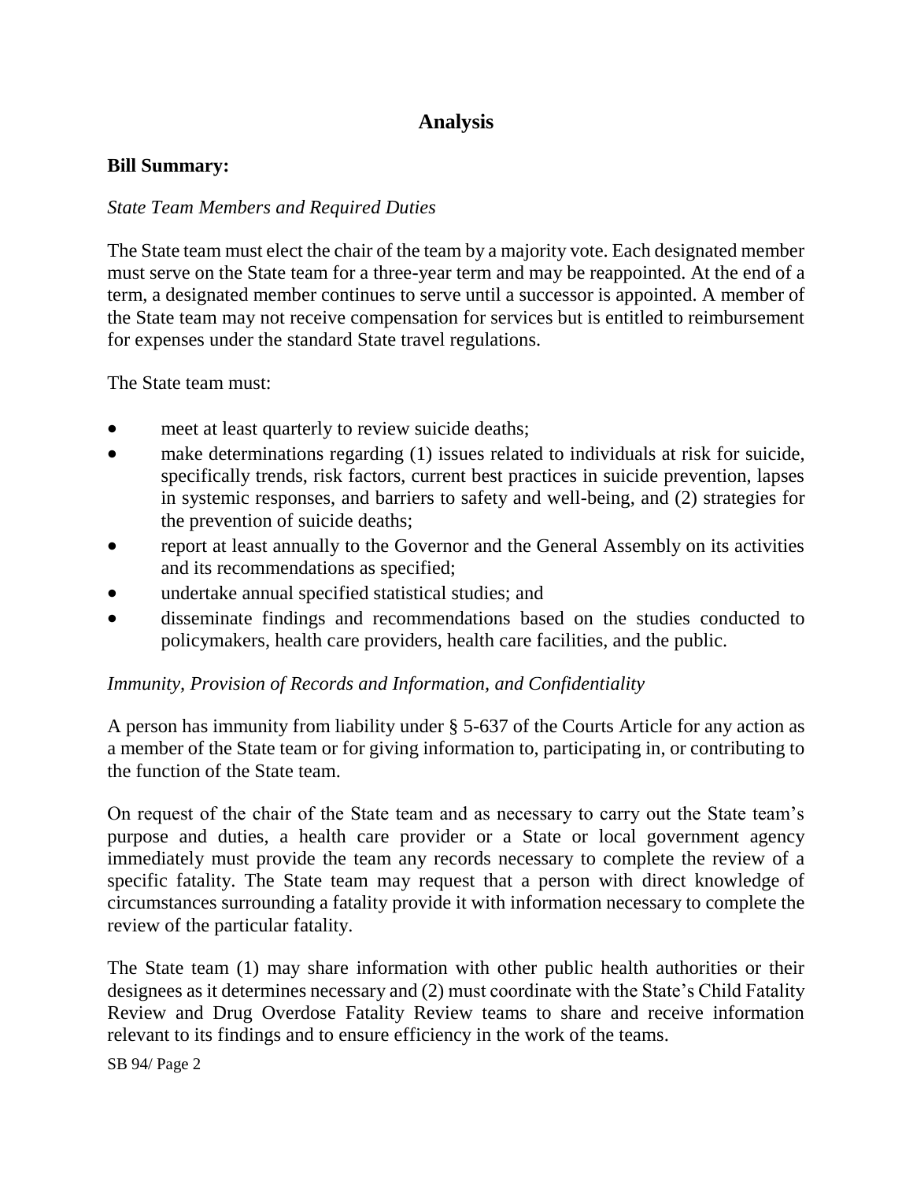# Analysis

**Bill Summary:**

*State Team Members and Required Duties*

The State team must elect the chair of the team by a majority vote. Each designated member must serve on the State team for a three-year term and may be reappointed. At the end of a term, a designated member continues to serve until a successor is appointed. A member of the State team may not receive compensation for services but is entitled to reimbursement for expenses under the standard State travel regulations.

The State team must:

- meet at least quarterly to review suicide deaths;
- make determinations regarding (1) issues related to individuals at risk for suicide, specifically trends, risk factors, current best practices in suicide prevention, lapses in systemic responses, and barriers to safety and well-being, and (2) strategies for the prevention of suicide deaths;
- report at least annually to the Governor and the General Assembly on its activities and its recommendations as specified;
- undertake annual specified statistical studies; and
- disseminate findings and recommendations based on the studies conducted to policymakers, health care providers, health care facilities, and the public.

*Immunity, Provision of Records and Information, and Confidentiality*

A person has immunity from liability under § 5-637 of the Courts Article for any action as a member of the State team or for giving information to, participating in, or contributing to the function of the State team.

On request of the chair of the State team and as necessary to carry out the State team's purpose and duties, a health care provider or a State or local government agency immediately must provide the team any records necessary to complete the review of a specific fatality. The State team may request that a person with direct knowledge of circumstances surrounding a fatality provide it with information necessary to complete the review of the particular fatality.

The State team (1) may share information with other public health authorities or their designees as it determines necessary and (2) must coordinate with the State's Child Fatality Review and Drug Overdose Fatality Review teams to share and receive information relevant to its findings and to ensure efficiency in the work of the teams.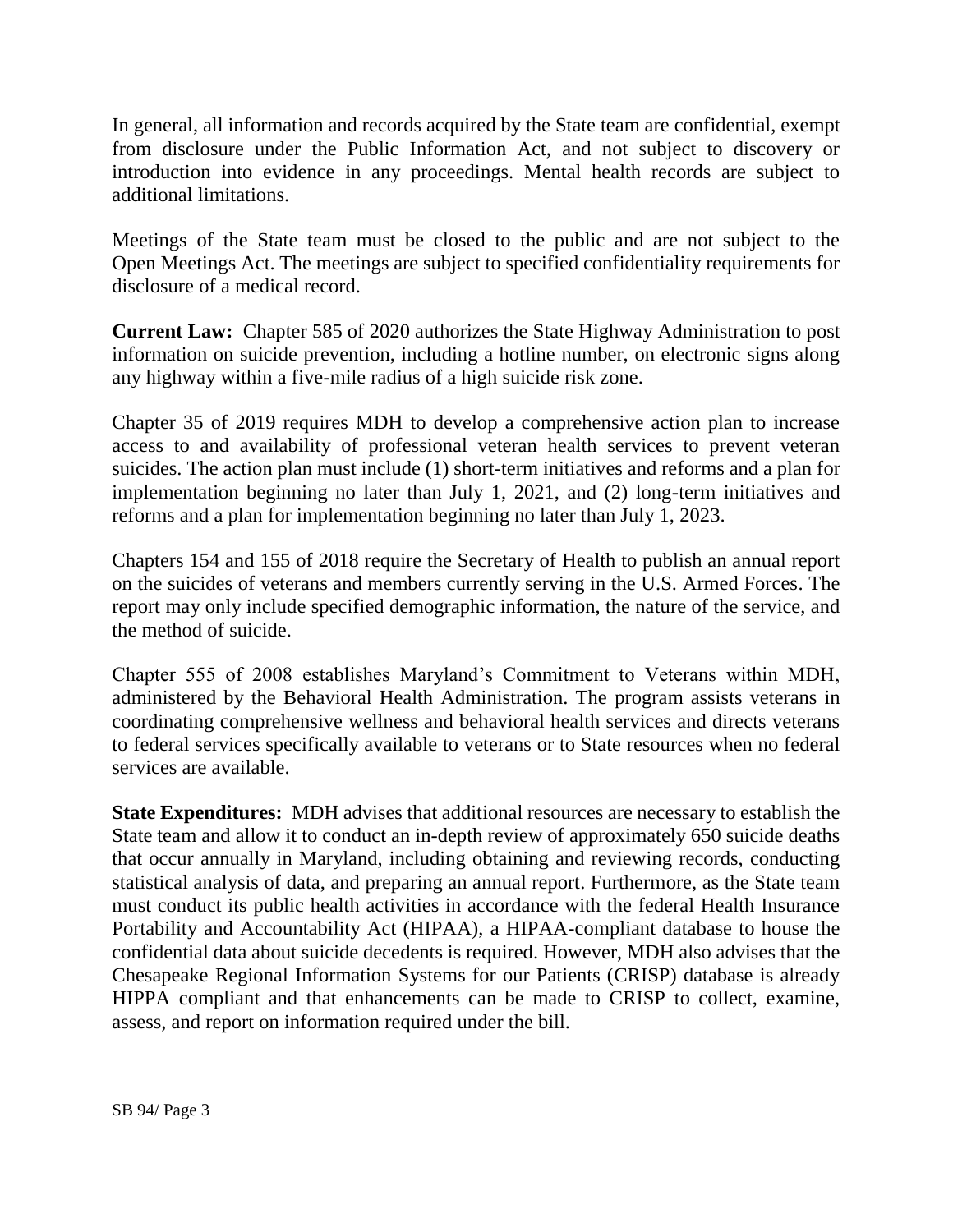In general, all information and records acquired by the State team are confidential, exempt from disclosure under the Public Information Act, and not subject to discovery or introduction into evidence in any proceedings. Mental health records are subject to additional limitations.

Meetings of the State team must be closed to the public and are not subject to the Open Meetings Act. The meetings are subject to specified confidentiality requirements for disclosure of a medical record.

**Current Law:** Chapter 585 of 2020 authorizes the State Highway Administration to post information on suicide prevention, including a hotline number, on electronic signs along any highway within a five-mile radius of a high suicide risk zone.

Chapter 35 of 2019 requires MDH to develop a comprehensive action plan to increase access to and availability of professional veteran health services to prevent veteran suicides. The action plan must include (1) short-term initiatives and reforms and a plan for implementation beginning no later than July 1, 2021, and (2) long-term initiatives and reforms and a plan for implementation beginning no later than July 1, 2023.

Chapters 154 and 155 of 2018 require the Secretary of Health to publish an annual report on the suicides of veterans and members currently serving in the U.S. Armed Forces. The report may only include specified demographic information, the nature of the service, and the method of suicide.

Chapter 555 of 2008 establishes Maryland's Commitment to Veterans within MDH, administered by the Behavioral Health Administration. The program assists veterans in coordinating comprehensive wellness and behavioral health services and directs veterans to federal services specifically available to veterans or to State resources when no federal services are available.

**State Expenditures:** MDH advises that additional resources are necessary to establish the State team and allow it to conduct an in-depth review of approximately 650 suicide deaths that occur annually in Maryland, including obtaining and reviewing records, conducting statistical analysis of data, and preparing an annual report. Furthermore, as the State team must conduct its public health activities in accordance with the federal Health Insurance Portability and Accountability Act (HIPAA), a HIPAA-compliant database to house the confidential data about suicide decedents is required. However, MDH also advises that the Chesapeake Regional Information Systems for our Patients (CRISP) database is already HIPPA compliant and that enhancements can be made to CRISP to collect, examine, assess, and report on information required under the bill.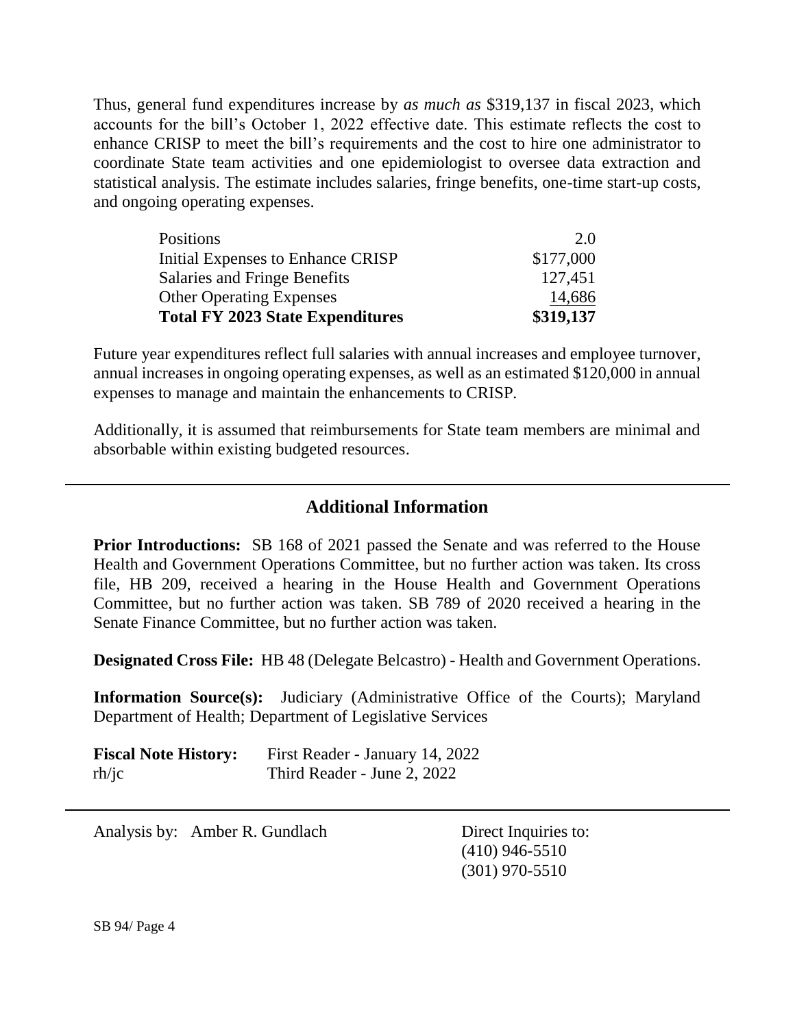Thus, general fund expenditures increase by *as much as* $319,137 in fiscal 2023, which accounts for the bill's October 1, 2022 effective date. This estimate reflects the cost to enhance CRISP to meet the bill's requirements and the cost to hire one administrator to coordinate State team activities and one epidemiologist to oversee data extraction and statistical analysis. The estimate includes salaries, fringe benefits, one-time start-up costs, and ongoing operating expenses.

| | |
|---|---|
| Positions | 2.0 |
| Initial Expenses to Enhance CRISP | $177,000 |
| Salaries and Fringe Benefits | 127,451 |
| Other Operating Expenses | 14,686 |
| **Total FY 2023 State Expenditures** | **$319,137** |

Future year expenditures reflect full salaries with annual increases and employee turnover, annual increases in ongoing operating expenses, as well as an estimated $120,000 in annual expenses to manage and maintain the enhancements to CRISP.

Additionally, it is assumed that reimbursements for State team members are minimal and absorbable within existing budgeted resources.

## Additional Information

**Prior Introductions:** SB 168 of 2021 passed the Senate and was referred to the House Health and Government Operations Committee, but no further action was taken. Its cross file, HB 209, received a hearing in the House Health and Government Operations Committee, but no further action was taken. SB 789 of 2020 received a hearing in the Senate Finance Committee, but no further action was taken.

**Designated Cross File:** HB 48 (Delegate Belcastro) - Health and Government Operations.

**Information Source(s):** Judiciary (Administrative Office of the Courts); Maryland Department of Health; Department of Legislative Services

**Fiscal Note History:** First Reader - January 14, 2022
rh/jc Third Reader - June 2, 2022

Analysis by: Amber R. Gundlach

Direct Inquiries to:
(410) 946-5510
(301) 970-5510